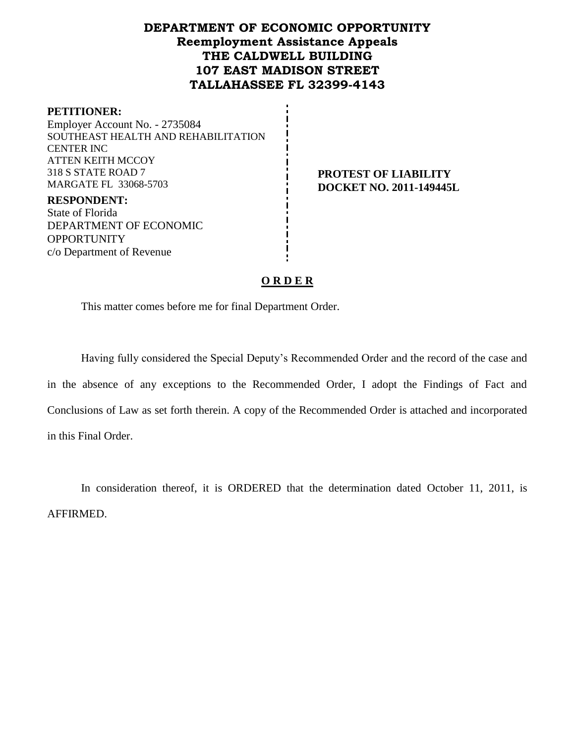# DEPARTMENT OF ECONOMIC OPPORTUNITY
## Reemployment Assistance Appeals
## THE CALDWELL BUILDING
## 107 EAST MADISON STREET
## TALLAHASSEE FL 32399-4143

**PETITIONER:**
Employer Account No. - 2735084
SOUTHEAST HEALTH AND REHABILITATION CENTER INC
ATTEN KEITH MCCOY
318 S STATE ROAD 7
MARGATE FL 33068-5703

**RESPONDENT:**
State of Florida
DEPARTMENT OF ECONOMIC OPPORTUNITY
c/o Department of Revenue

**PROTEST OF LIABILITY**
**DOCKET NO. 2011-149445L**

**O R D E R**

This matter comes before me for final Department Order.

Having fully considered the Special Deputy's Recommended Order and the record of the case and in the absence of any exceptions to the Recommended Order, I adopt the Findings of Fact and Conclusions of Law as set forth therein. A copy of the Recommended Order is attached and incorporated in this Final Order.

In consideration thereof, it is ORDERED that the determination dated October 11, 2011, is AFFIRMED.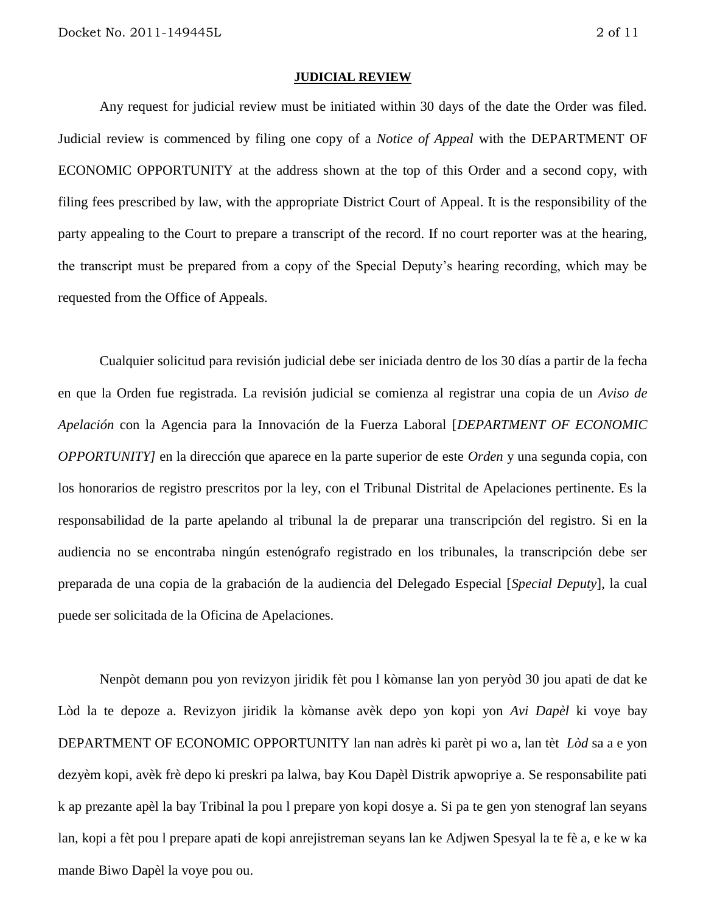**JUDICIAL REVIEW**

Any request for judicial review must be initiated within 30 days of the date the Order was filed. Judicial review is commenced by filing one copy of a *Notice of Appeal* with the DEPARTMENT OF ECONOMIC OPPORTUNITY at the address shown at the top of this Order and a second copy, with filing fees prescribed by law, with the appropriate District Court of Appeal. It is the responsibility of the party appealing to the Court to prepare a transcript of the record. If no court reporter was at the hearing, the transcript must be prepared from a copy of the Special Deputy's hearing recording, which may be requested from the Office of Appeals.

Cualquier solicitud para revisión judicial debe ser iniciada dentro de los 30 días a partir de la fecha en que la Orden fue registrada. La revisión judicial se comienza al registrar una copia de un *Aviso de Apelación* con la Agencia para la Innovación de la Fuerza Laboral [*DEPARTMENT OF ECONOMIC OPPORTUNITY]* en la dirección que aparece en la parte superior de este *Orden* y una segunda copia, con los honorarios de registro prescritos por la ley, con el Tribunal Distrital de Apelaciones pertinente. Es la responsabilidad de la parte apelando al tribunal la de preparar una transcripción del registro. Si en la audiencia no se encontraba ningún estenógrafo registrado en los tribunales, la transcripción debe ser preparada de una copia de la grabación de la audiencia del Delegado Especial [*Special Deputy*], la cual puede ser solicitada de la Oficina de Apelaciones.

Nenpòt demann pou yon revizyon jiridik fèt pou l kòmanse lan yon peryòd 30 jou apati de dat ke Lòd la te depoze a. Revizyon jiridik la kòmanse avèk depo yon kopi yon *Avi Dapèl* ki voye bay DEPARTMENT OF ECONOMIC OPPORTUNITY lan nan adrès ki parèt pi wo a, lan tèt *Lòd* sa a e yon dezyèm kopi, avèk frè depo ki preskri pa lalwa, bay Kou Dapèl Distrik apwopriye a. Se responsabilite pati k ap prezante apèl la bay Tribinal la pou l prepare yon kopi dosye a. Si pa te gen yon stenograf lan seyans lan, kopi a fèt pou l prepare apati de kopi anrejistreman seyans lan ke Adjwen Spesyal la te fè a, e ke w ka mande Biwo Dapèl la voye pou ou.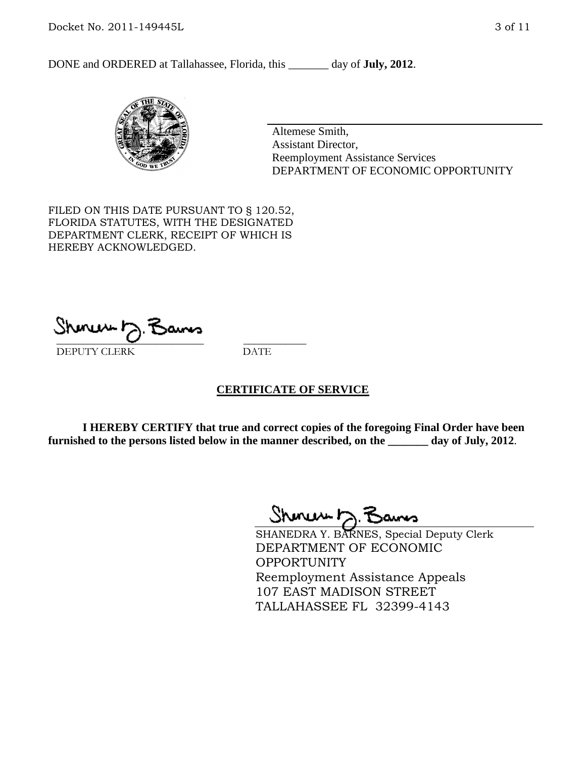DONE and ORDERED at Tallahassee, Florida, this _______ day of **July, 2012**.

Altemese Smith,
Assistant Director,
Reemployment Assistance Services
DEPARTMENT OF ECONOMIC OPPORTUNITY

FILED ON THIS DATE PURSUANT TO § 120.52, FLORIDA STATUTES, WITH THE DESIGNATED DEPARTMENT CLERK, RECEIPT OF WHICH IS HEREBY ACKNOWLEDGED.

___________________________ ___________
DEPUTY CLERK DATE

## CERTIFICATE OF SERVICE

**I HEREBY CERTIFY that true and correct copies of the foregoing Final Order have been furnished to the persons listed below in the manner described, on the _______ day of July, 2012**.

SHANEDRA Y. BARNES, Special Deputy Clerk
DEPARTMENT OF ECONOMIC OPPORTUNITY
Reemployment Assistance Appeals
107 EAST MADISON STREET
TALLAHASSEE FL 32399-4143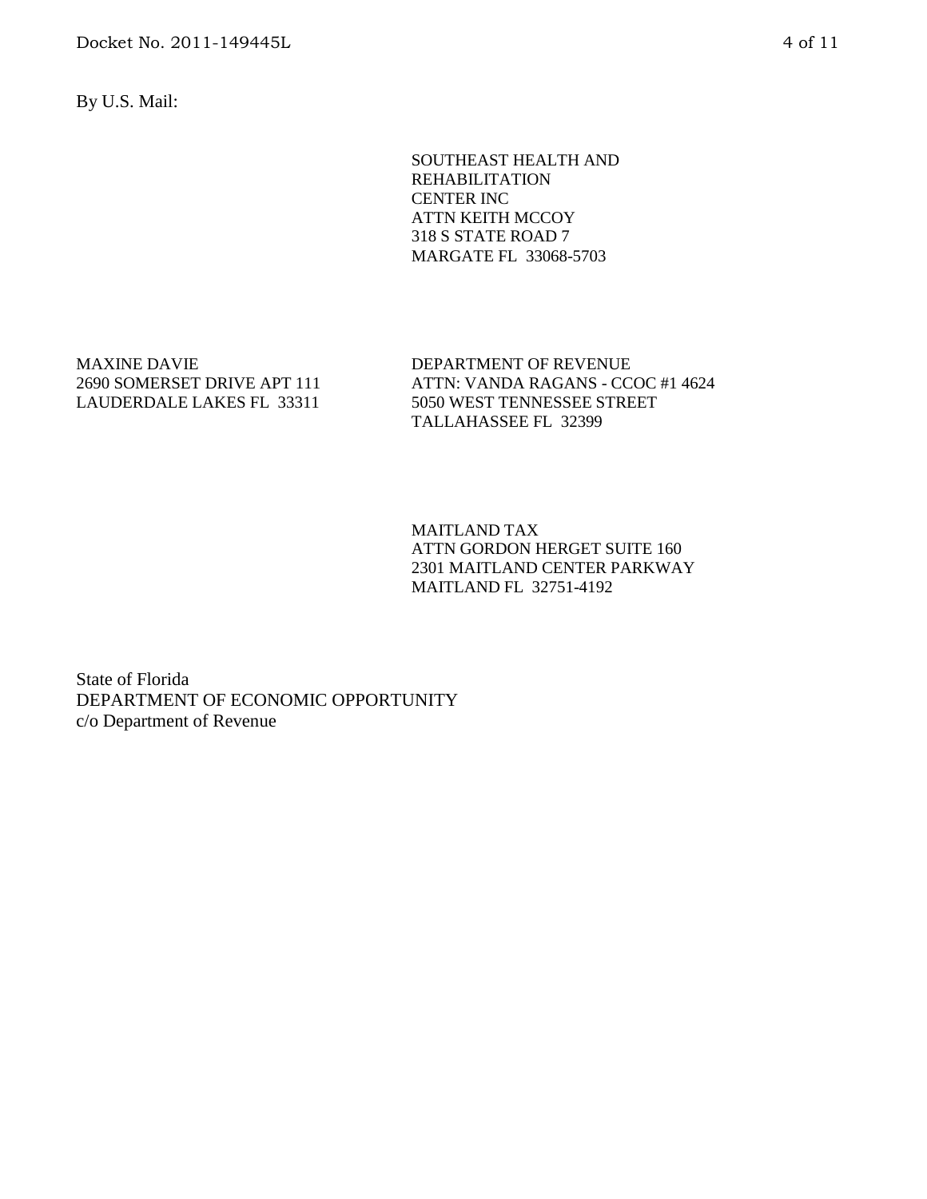By U.S. Mail:

SOUTHEAST HEALTH AND
REHABILITATION
CENTER INC
ATTN KEITH MCCOY
318 S STATE ROAD 7
MARGATE FL 33068-5703

MAXINE DAVIE
2690 SOMERSET DRIVE APT 111
LAUDERDALE LAKES FL 33311

DEPARTMENT OF REVENUE
ATTN: VANDA RAGANS - CCOC #1 4624
5050 WEST TENNESSEE STREET
TALLAHASSEE FL 32399

MAITLAND TAX
ATTN GORDON HERGET SUITE 160
2301 MAITLAND CENTER PARKWAY
MAITLAND FL 32751-4192

State of Florida
DEPARTMENT OF ECONOMIC OPPORTUNITY
c/o Department of Revenue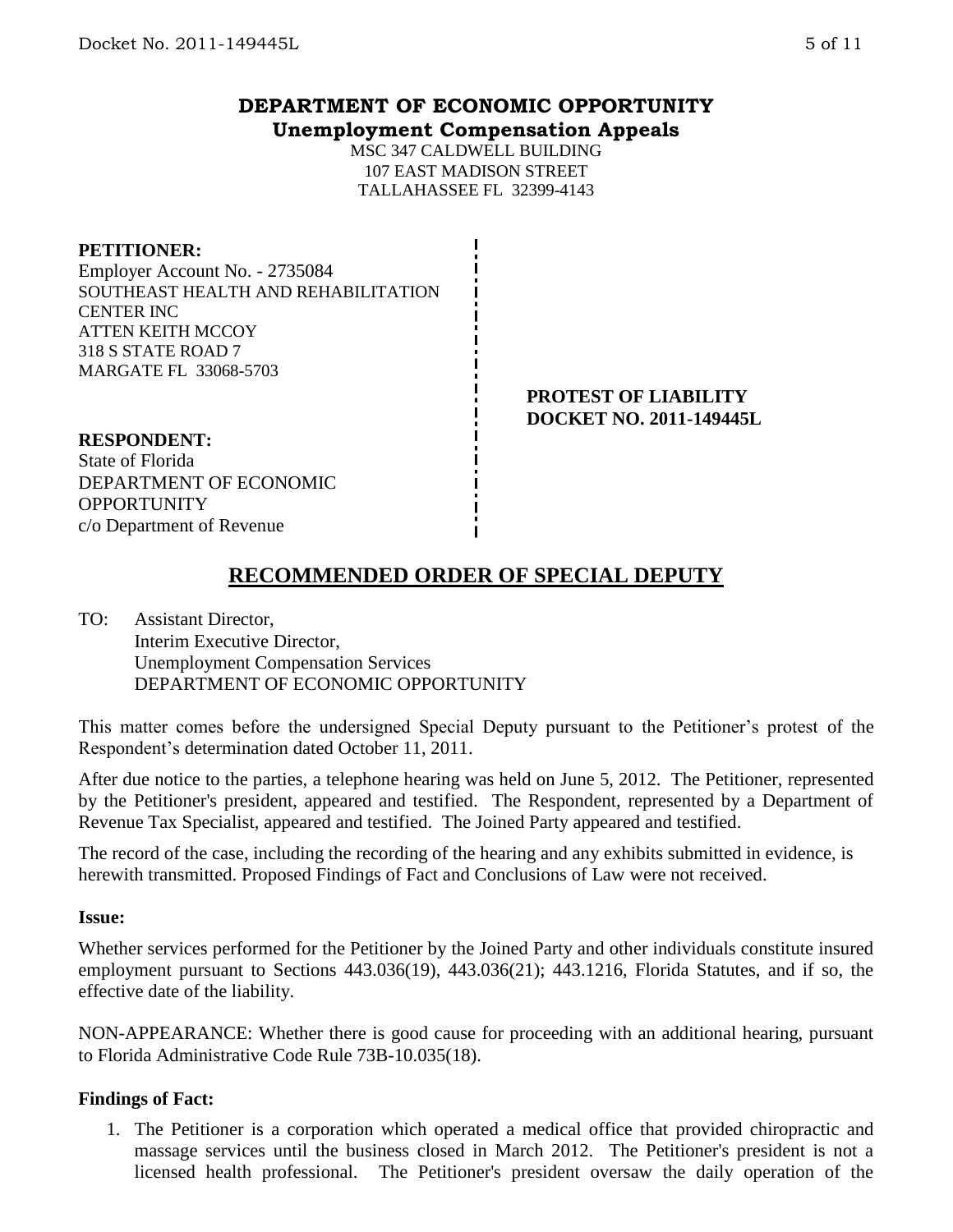# DEPARTMENT OF ECONOMIC OPPORTUNITY
## Unemployment Compensation Appeals

MSC 347 CALDWELL BUILDING
107 EAST MADISON STREET
TALLAHASSEE FL 32399-4143

**PETITIONER:**
Employer Account No. - 2735084
SOUTHEAST HEALTH AND REHABILITATION CENTER INC
ATTEN KEITH MCCOY
318 S STATE ROAD 7
MARGATE FL 33068-5703

**PROTEST OF LIABILITY**
**DOCKET NO. 2011-149445L**

**RESPONDENT:**
State of Florida
DEPARTMENT OF ECONOMIC OPPORTUNITY
c/o Department of Revenue

## RECOMMENDED ORDER OF SPECIAL DEPUTY

TO: Assistant Director,
Interim Executive Director,
Unemployment Compensation Services
DEPARTMENT OF ECONOMIC OPPORTUNITY

This matter comes before the undersigned Special Deputy pursuant to the Petitioner's protest of the Respondent's determination dated October 11, 2011.

After due notice to the parties, a telephone hearing was held on June 5, 2012. The Petitioner, represented by the Petitioner's president, appeared and testified. The Respondent, represented by a Department of Revenue Tax Specialist, appeared and testified. The Joined Party appeared and testified.

The record of the case, including the recording of the hearing and any exhibits submitted in evidence, is herewith transmitted. Proposed Findings of Fact and Conclusions of Law were not received.

**Issue:**

Whether services performed for the Petitioner by the Joined Party and other individuals constitute insured employment pursuant to Sections 443.036(19), 443.036(21); 443.1216, Florida Statutes, and if so, the effective date of the liability.

NON-APPEARANCE: Whether there is good cause for proceeding with an additional hearing, pursuant to Florida Administrative Code Rule 73B-10.035(18).

**Findings of Fact:**

1. The Petitioner is a corporation which operated a medical office that provided chiropractic and massage services until the business closed in March 2012. The Petitioner's president is not a licensed health professional. The Petitioner's president oversaw the daily operation of the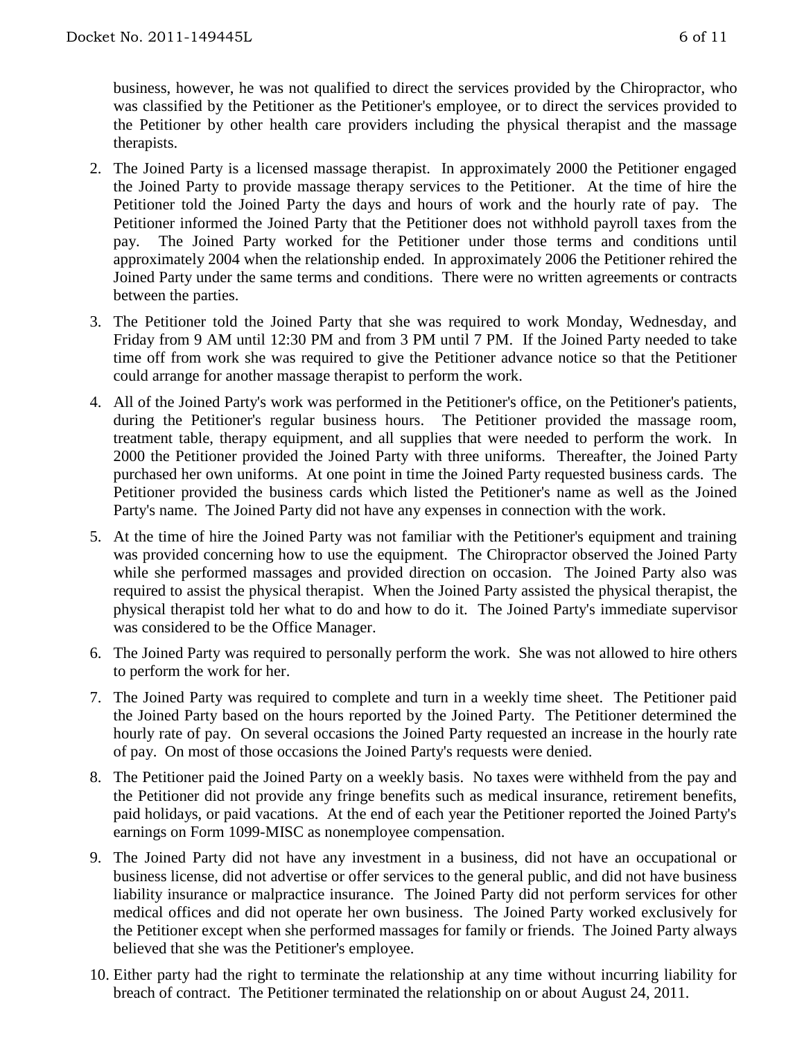business, however, he was not qualified to direct the services provided by the Chiropractor, who was classified by the Petitioner as the Petitioner's employee, or to direct the services provided to the Petitioner by other health care providers including the physical therapist and the massage therapists.

2. The Joined Party is a licensed massage therapist. In approximately 2000 the Petitioner engaged the Joined Party to provide massage therapy services to the Petitioner. At the time of hire the Petitioner told the Joined Party the days and hours of work and the hourly rate of pay. The Petitioner informed the Joined Party that the Petitioner does not withhold payroll taxes from the pay. The Joined Party worked for the Petitioner under those terms and conditions until approximately 2004 when the relationship ended. In approximately 2006 the Petitioner rehired the Joined Party under the same terms and conditions. There were no written agreements or contracts between the parties.

3. The Petitioner told the Joined Party that she was required to work Monday, Wednesday, and Friday from 9 AM until 12:30 PM and from 3 PM until 7 PM. If the Joined Party needed to take time off from work she was required to give the Petitioner advance notice so that the Petitioner could arrange for another massage therapist to perform the work.

4. All of the Joined Party's work was performed in the Petitioner's office, on the Petitioner's patients, during the Petitioner's regular business hours. The Petitioner provided the massage room, treatment table, therapy equipment, and all supplies that were needed to perform the work. In 2000 the Petitioner provided the Joined Party with three uniforms. Thereafter, the Joined Party purchased her own uniforms. At one point in time the Joined Party requested business cards. The Petitioner provided the business cards which listed the Petitioner's name as well as the Joined Party's name. The Joined Party did not have any expenses in connection with the work.

5. At the time of hire the Joined Party was not familiar with the Petitioner's equipment and training was provided concerning how to use the equipment. The Chiropractor observed the Joined Party while she performed massages and provided direction on occasion. The Joined Party also was required to assist the physical therapist. When the Joined Party assisted the physical therapist, the physical therapist told her what to do and how to do it. The Joined Party's immediate supervisor was considered to be the Office Manager.

6. The Joined Party was required to personally perform the work. She was not allowed to hire others to perform the work for her.

7. The Joined Party was required to complete and turn in a weekly time sheet. The Petitioner paid the Joined Party based on the hours reported by the Joined Party. The Petitioner determined the hourly rate of pay. On several occasions the Joined Party requested an increase in the hourly rate of pay. On most of those occasions the Joined Party's requests were denied.

8. The Petitioner paid the Joined Party on a weekly basis. No taxes were withheld from the pay and the Petitioner did not provide any fringe benefits such as medical insurance, retirement benefits, paid holidays, or paid vacations. At the end of each year the Petitioner reported the Joined Party's earnings on Form 1099-MISC as nonemployee compensation.

9. The Joined Party did not have any investment in a business, did not have an occupational or business license, did not advertise or offer services to the general public, and did not have business liability insurance or malpractice insurance. The Joined Party did not perform services for other medical offices and did not operate her own business. The Joined Party worked exclusively for the Petitioner except when she performed massages for family or friends. The Joined Party always believed that she was the Petitioner's employee.

10. Either party had the right to terminate the relationship at any time without incurring liability for breach of contract. The Petitioner terminated the relationship on or about August 24, 2011.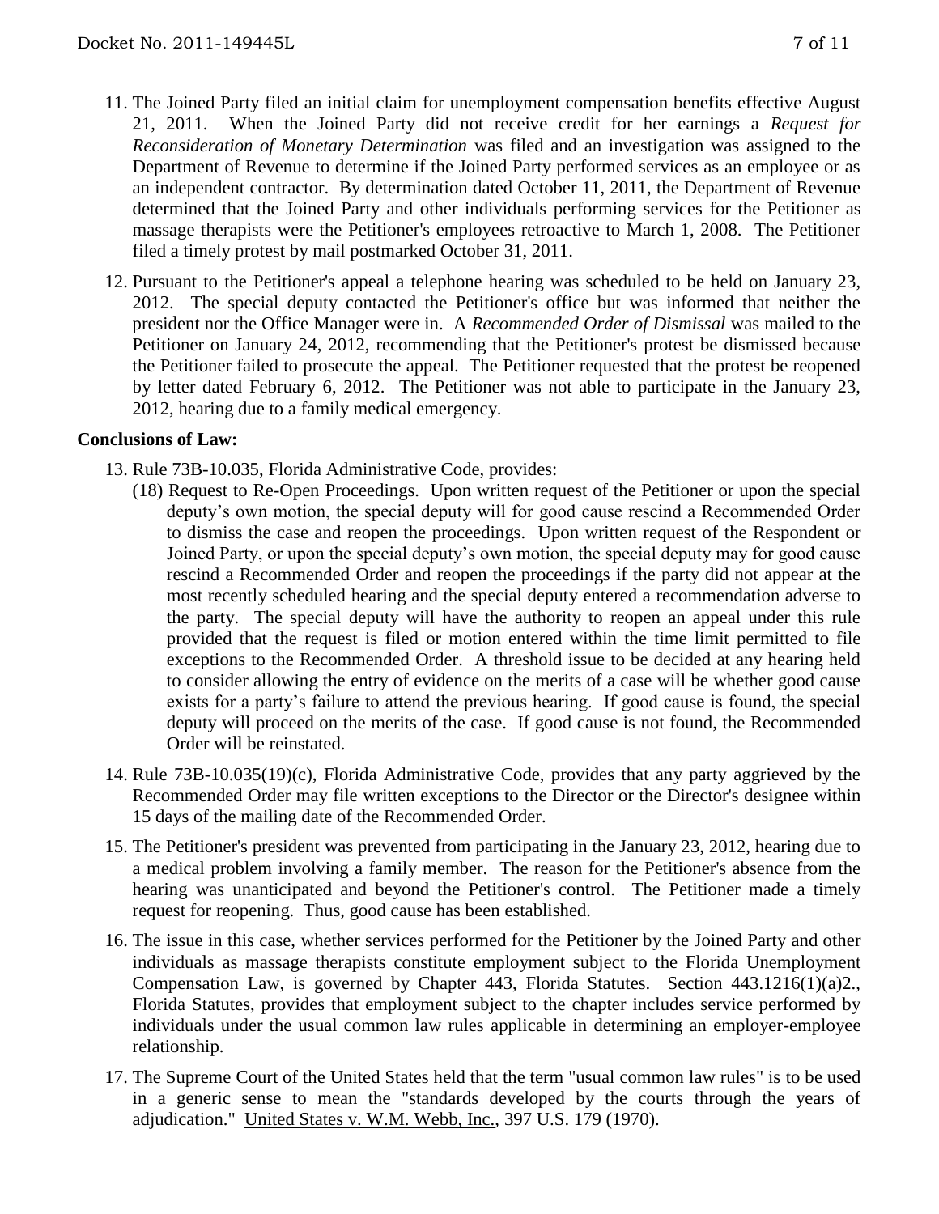11. The Joined Party filed an initial claim for unemployment compensation benefits effective August 21, 2011. When the Joined Party did not receive credit for her earnings a *Request for Reconsideration of Monetary Determination* was filed and an investigation was assigned to the Department of Revenue to determine if the Joined Party performed services as an employee or as an independent contractor. By determination dated October 11, 2011, the Department of Revenue determined that the Joined Party and other individuals performing services for the Petitioner as massage therapists were the Petitioner's employees retroactive to March 1, 2008. The Petitioner filed a timely protest by mail postmarked October 31, 2011.

12. Pursuant to the Petitioner's appeal a telephone hearing was scheduled to be held on January 23, 2012. The special deputy contacted the Petitioner's office but was informed that neither the president nor the Office Manager were in. A *Recommended Order of Dismissal* was mailed to the Petitioner on January 24, 2012, recommending that the Petitioner's protest be dismissed because the Petitioner failed to prosecute the appeal. The Petitioner requested that the protest be reopened by letter dated February 6, 2012. The Petitioner was not able to participate in the January 23, 2012, hearing due to a family medical emergency.

**Conclusions of Law:**

13. Rule 73B-10.035, Florida Administrative Code, provides:
    (18) Request to Re-Open Proceedings. Upon written request of the Petitioner or upon the special deputy's own motion, the special deputy will for good cause rescind a Recommended Order to dismiss the case and reopen the proceedings. Upon written request of the Respondent or Joined Party, or upon the special deputy's own motion, the special deputy may for good cause rescind a Recommended Order and reopen the proceedings if the party did not appear at the most recently scheduled hearing and the special deputy entered a recommendation adverse to the party. The special deputy will have the authority to reopen an appeal under this rule provided that the request is filed or motion entered within the time limit permitted to file exceptions to the Recommended Order. A threshold issue to be decided at any hearing held to consider allowing the entry of evidence on the merits of a case will be whether good cause exists for a party's failure to attend the previous hearing. If good cause is found, the special deputy will proceed on the merits of the case. If good cause is not found, the Recommended Order will be reinstated.

14. Rule 73B-10.035(19)(c), Florida Administrative Code, provides that any party aggrieved by the Recommended Order may file written exceptions to the Director or the Director's designee within 15 days of the mailing date of the Recommended Order.

15. The Petitioner's president was prevented from participating in the January 23, 2012, hearing due to a medical problem involving a family member. The reason for the Petitioner's absence from the hearing was unanticipated and beyond the Petitioner's control. The Petitioner made a timely request for reopening. Thus, good cause has been established.

16. The issue in this case, whether services performed for the Petitioner by the Joined Party and other individuals as massage therapists constitute employment subject to the Florida Unemployment Compensation Law, is governed by Chapter 443, Florida Statutes. Section 443.1216(1)(a)2., Florida Statutes, provides that employment subject to the chapter includes service performed by individuals under the usual common law rules applicable in determining an employer-employee relationship.

17. The Supreme Court of the United States held that the term "usual common law rules" is to be used in a generic sense to mean the "standards developed by the courts through the years of adjudication." United States v. W.M. Webb, Inc., 397 U.S. 179 (1970).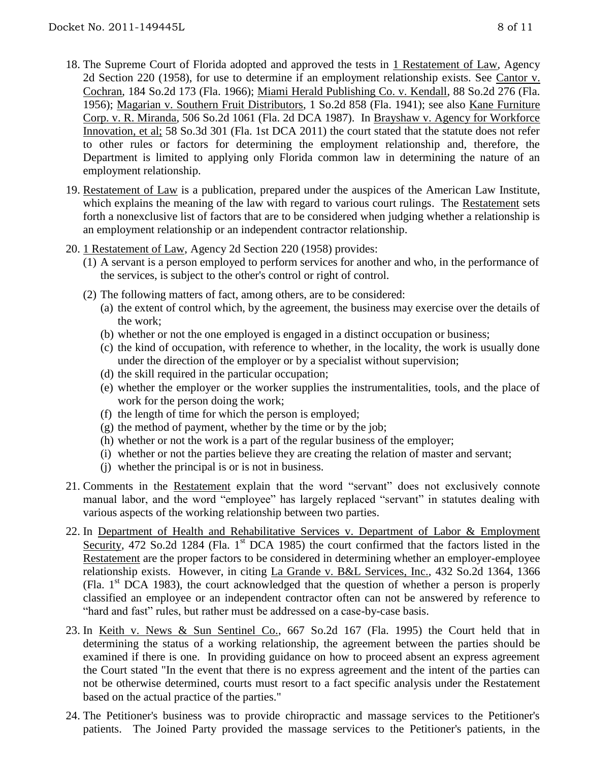18. The Supreme Court of Florida adopted and approved the tests in 1 Restatement of Law, Agency 2d Section 220 (1958), for use to determine if an employment relationship exists. See Cantor v. Cochran, 184 So.2d 173 (Fla. 1966); Miami Herald Publishing Co. v. Kendall, 88 So.2d 276 (Fla. 1956); Magarian v. Southern Fruit Distributors, 1 So.2d 858 (Fla. 1941); see also Kane Furniture Corp. v. R. Miranda, 506 So.2d 1061 (Fla. 2d DCA 1987). In Brayshaw v. Agency for Workforce Innovation, et al; 58 So.3d 301 (Fla. 1st DCA 2011) the court stated that the statute does not refer to other rules or factors for determining the employment relationship and, therefore, the Department is limited to applying only Florida common law in determining the nature of an employment relationship.

19. Restatement of Law is a publication, prepared under the auspices of the American Law Institute, which explains the meaning of the law with regard to various court rulings. The Restatement sets forth a nonexclusive list of factors that are to be considered when judging whether a relationship is an employment relationship or an independent contractor relationship.

20. 1 Restatement of Law, Agency 2d Section 220 (1958) provides:
    (1) A servant is a person employed to perform services for another and who, in the performance of the services, is subject to the other's control or right of control.
    (2) The following matters of fact, among others, are to be considered:
        (a) the extent of control which, by the agreement, the business may exercise over the details of the work;
        (b) whether or not the one employed is engaged in a distinct occupation or business;
        (c) the kind of occupation, with reference to whether, in the locality, the work is usually done under the direction of the employer or by a specialist without supervision;
        (d) the skill required in the particular occupation;
        (e) whether the employer or the worker supplies the instrumentalities, tools, and the place of work for the person doing the work;
        (f) the length of time for which the person is employed;
        (g) the method of payment, whether by the time or by the job;
        (h) whether or not the work is a part of the regular business of the employer;
        (i) whether or not the parties believe they are creating the relation of master and servant;
        (j) whether the principal is or is not in business.

21. Comments in the Restatement explain that the word "servant" does not exclusively connote manual labor, and the word "employee" has largely replaced "servant" in statutes dealing with various aspects of the working relationship between two parties.

22. In Department of Health and Rehabilitative Services v. Department of Labor & Employment Security, 472 So.2d 1284 (Fla. 1st DCA 1985) the court confirmed that the factors listed in the Restatement are the proper factors to be considered in determining whether an employer-employee relationship exists. However, in citing La Grande v. B&L Services, Inc., 432 So.2d 1364, 1366 (Fla. 1st DCA 1983), the court acknowledged that the question of whether a person is properly classified an employee or an independent contractor often can not be answered by reference to "hard and fast" rules, but rather must be addressed on a case-by-case basis.

23. In Keith v. News & Sun Sentinel Co., 667 So.2d 167 (Fla. 1995) the Court held that in determining the status of a working relationship, the agreement between the parties should be examined if there is one. In providing guidance on how to proceed absent an express agreement the Court stated "In the event that there is no express agreement and the intent of the parties can not be otherwise determined, courts must resort to a fact specific analysis under the Restatement based on the actual practice of the parties."

24. The Petitioner's business was to provide chiropractic and massage services to the Petitioner's patients. The Joined Party provided the massage services to the Petitioner's patients, in the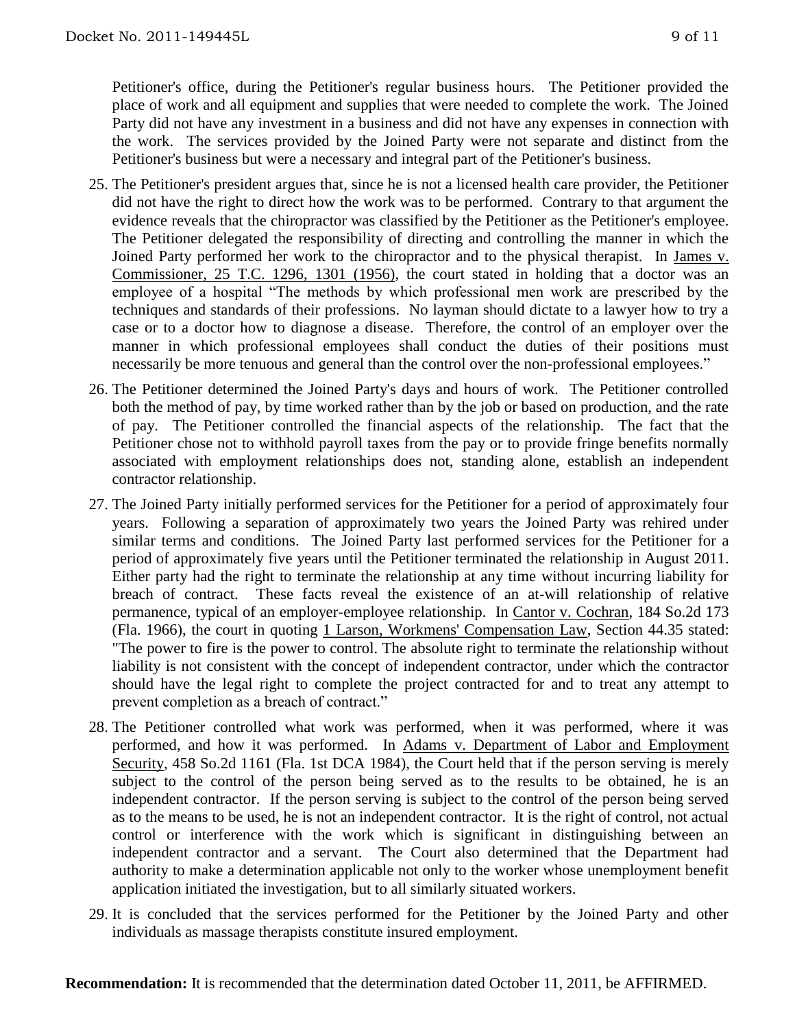Petitioner's office, during the Petitioner's regular business hours. The Petitioner provided the place of work and all equipment and supplies that were needed to complete the work. The Joined Party did not have any investment in a business and did not have any expenses in connection with the work. The services provided by the Joined Party were not separate and distinct from the Petitioner's business but were a necessary and integral part of the Petitioner's business.

25. The Petitioner's president argues that, since he is not a licensed health care provider, the Petitioner did not have the right to direct how the work was to be performed. Contrary to that argument the evidence reveals that the chiropractor was classified by the Petitioner as the Petitioner's employee. The Petitioner delegated the responsibility of directing and controlling the manner in which the Joined Party performed her work to the chiropractor and to the physical therapist. In James v. Commissioner, 25 T.C. 1296, 1301 (1956), the court stated in holding that a doctor was an employee of a hospital "The methods by which professional men work are prescribed by the techniques and standards of their professions. No layman should dictate to a lawyer how to try a case or to a doctor how to diagnose a disease. Therefore, the control of an employer over the manner in which professional employees shall conduct the duties of their positions must necessarily be more tenuous and general than the control over the non-professional employees."

26. The Petitioner determined the Joined Party's days and hours of work. The Petitioner controlled both the method of pay, by time worked rather than by the job or based on production, and the rate of pay. The Petitioner controlled the financial aspects of the relationship. The fact that the Petitioner chose not to withhold payroll taxes from the pay or to provide fringe benefits normally associated with employment relationships does not, standing alone, establish an independent contractor relationship.

27. The Joined Party initially performed services for the Petitioner for a period of approximately four years. Following a separation of approximately two years the Joined Party was rehired under similar terms and conditions. The Joined Party last performed services for the Petitioner for a period of approximately five years until the Petitioner terminated the relationship in August 2011. Either party had the right to terminate the relationship at any time without incurring liability for breach of contract. These facts reveal the existence of an at-will relationship of relative permanence, typical of an employer-employee relationship. In Cantor v. Cochran, 184 So.2d 173 (Fla. 1966), the court in quoting 1 Larson, Workmens' Compensation Law, Section 44.35 stated: "The power to fire is the power to control. The absolute right to terminate the relationship without liability is not consistent with the concept of independent contractor, under which the contractor should have the legal right to complete the project contracted for and to treat any attempt to prevent completion as a breach of contract."

28. The Petitioner controlled what work was performed, when it was performed, where it was performed, and how it was performed. In Adams v. Department of Labor and Employment Security, 458 So.2d 1161 (Fla. 1st DCA 1984), the Court held that if the person serving is merely subject to the control of the person being served as to the results to be obtained, he is an independent contractor. If the person serving is subject to the control of the person being served as to the means to be used, he is not an independent contractor. It is the right of control, not actual control or interference with the work which is significant in distinguishing between an independent contractor and a servant. The Court also determined that the Department had authority to make a determination applicable not only to the worker whose unemployment benefit application initiated the investigation, but to all similarly situated workers.

29. It is concluded that the services performed for the Petitioner by the Joined Party and other individuals as massage therapists constitute insured employment.

**Recommendation:** It is recommended that the determination dated October 11, 2011, be AFFIRMED.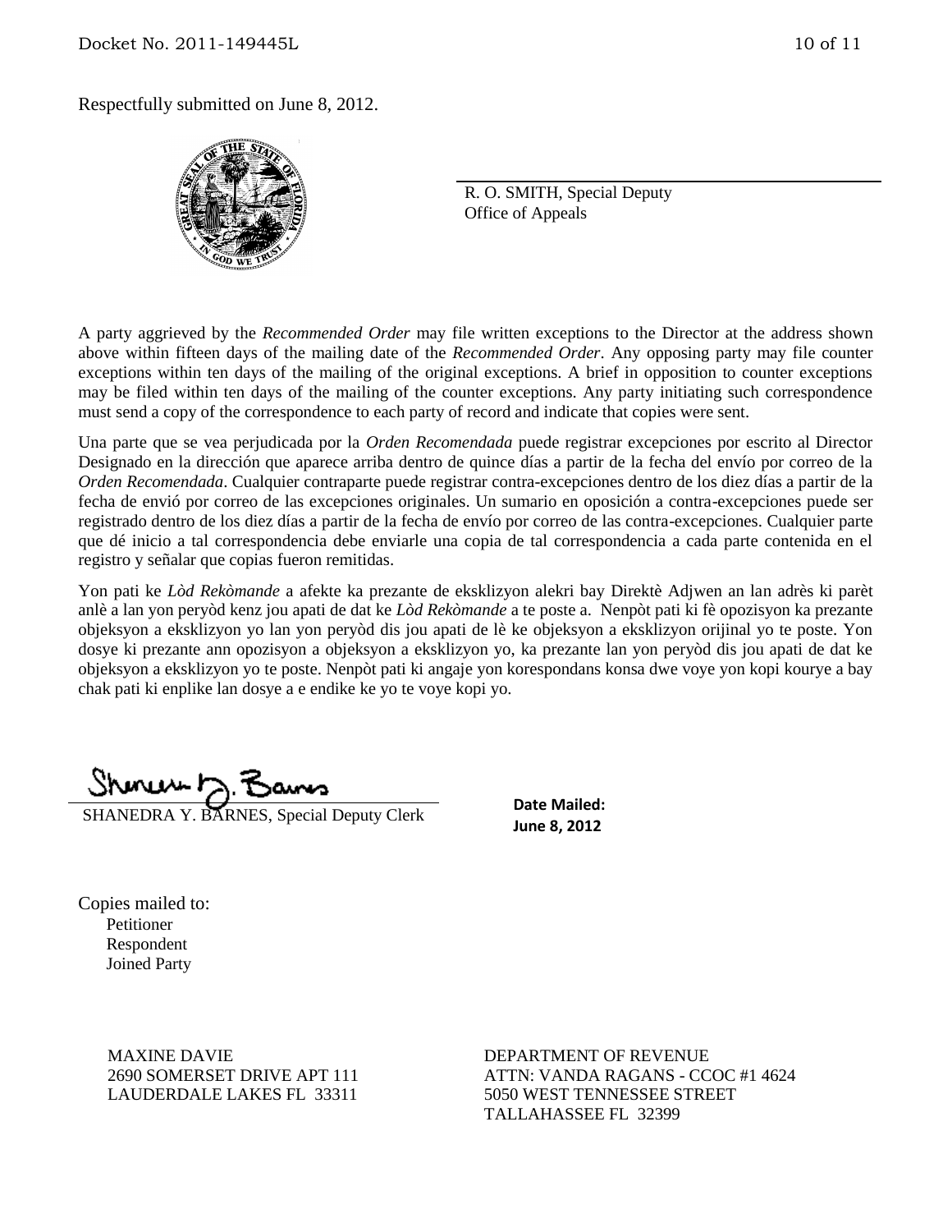Respectfully submitted on June 8, 2012.

R. O. SMITH, Special Deputy
Office of Appeals

A party aggrieved by the *Recommended Order* may file written exceptions to the Director at the address shown above within fifteen days of the mailing date of the *Recommended Order*. Any opposing party may file counter exceptions within ten days of the mailing of the original exceptions. A brief in opposition to counter exceptions may be filed within ten days of the mailing of the counter exceptions. Any party initiating such correspondence must send a copy of the correspondence to each party of record and indicate that copies were sent.

Una parte que se vea perjudicada por la *Orden Recomendada* puede registrar excepciones por escrito al Director Designado en la dirección que aparece arriba dentro de quince días a partir de la fecha del envío por correo de la *Orden Recomendada*. Cualquier contraparte puede registrar contra-excepciones dentro de los diez días a partir de la fecha de envió por correo de las excepciones originales. Un sumario en oposición a contra-excepciones puede ser registrado dentro de los diez días a partir de la fecha de envío por correo de las contra-excepciones. Cualquier parte que dé inicio a tal correspondencia debe enviarle una copia de tal correspondencia a cada parte contenida en el registro y señalar que copias fueron remitidas.

Yon pati ke *Lòd Rekòmande* a afekte ka prezante de eksklizyon alekri bay Direktè Adjwen an lan adrès ki parèt anlè a lan yon peryòd kenz jou apati de dat ke *Lòd Rekòmande* a te poste a. Nenpòt pati ki fè opozisyon ka prezante objeksyon a eksklizyon yo lan yon peryòd dis jou apati de lè ke objeksyon a eksklizyon orijinal yo te poste. Yon dosye ki prezante ann opozisyon a objeksyon a eksklizyon yo, ka prezante lan yon peryòd dis jou apati de dat ke objeksyon a eksklizyon yo te poste. Nenpòt pati ki angaje yon korespondans konsa dwe voye yon kopi kourye a bay chak pati ki enplike lan dosye a e endike ke yo te voye kopi yo.

SHANEDRA Y. BARNES, Special Deputy Clerk

**Date Mailed:**
**June 8, 2012**

Copies mailed to:
- Petitioner
- Respondent
- Joined Party

MAXINE DAVIE
2690 SOMERSET DRIVE APT 111
LAUDERDALE LAKES FL 33311

DEPARTMENT OF REVENUE
ATTN: VANDA RAGANS - CCOC #1 4624
5050 WEST TENNESSEE STREET
TALLAHASSEE FL 32399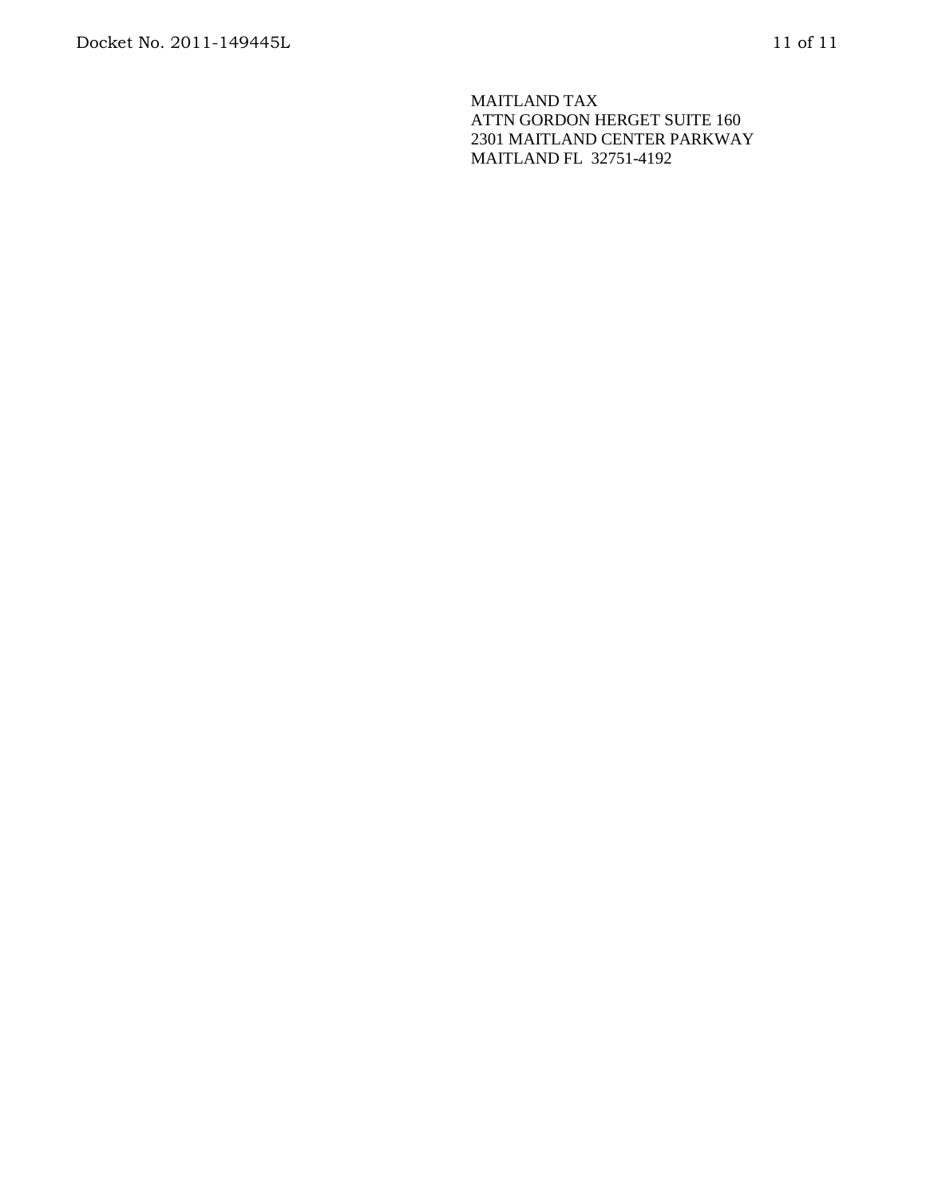MAITLAND TAX
ATTN GORDON HERGET SUITE 160
2301 MAITLAND CENTER PARKWAY
MAITLAND FL 32751-4192